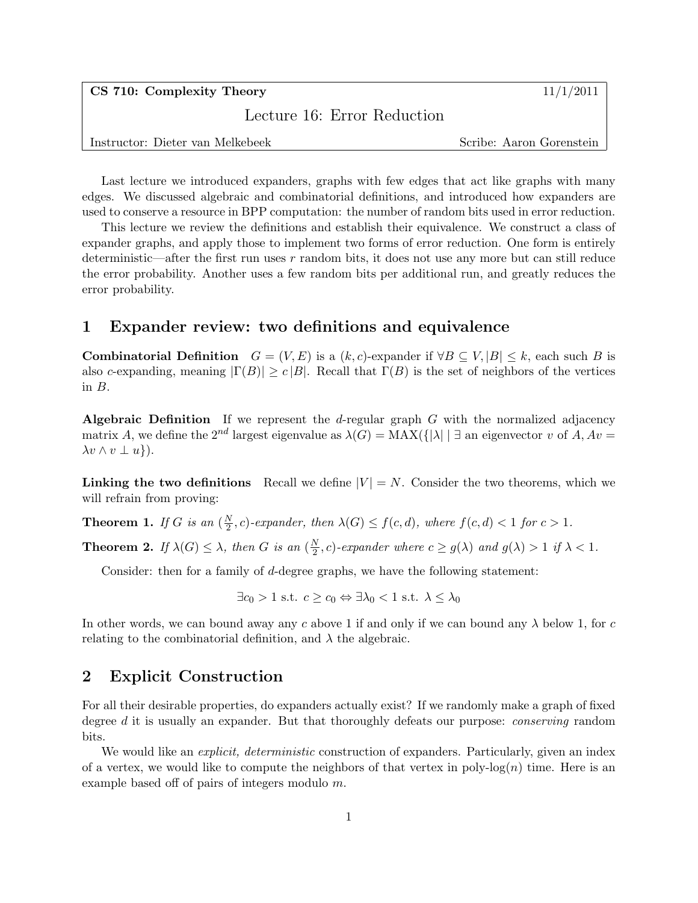**CS 710: Complexity Theory** 11/1/2011

# Lecture 16: Error Reduction

Instructor: Dieter van Melkebeek Scribe: Aaron Gorenstein

Last lecture we introduced expanders, graphs with few edges that act like graphs with many edges. We discussed algebraic and combinatorial definitions, and introduced how expanders are used to conserve a resource in BPP computation: the number of random bits used in error reduction.

This lecture we review the definitions and establish their equivalence. We construct a class of expander graphs, and apply those to implement two forms of error reduction. One form is entirely deterministic—after the first run uses $r$ random bits, it does not use any more but can still reduce the error probability. Another uses a few random bits per additional run, and greatly reduces the error probability.

## 1 Expander review: two definitions and equivalence

**Combinatorial Definition** $G = (V, E)$ is a $(k, c)$-expander if $\forall B \subseteq V, |B| \leq k$, each such $B$ is also $c$-expanding, meaning $|\Gamma(B)| \geq c\,|B|$. Recall that $\Gamma(B)$ is the set of neighbors of the vertices in $B$.

**Algebraic Definition** If we represent the $d$-regular graph $G$ with the normalized adjacency matrix $A$, we define the $2^{nd}$ largest eigenvalue as $\lambda(G) = \text{MAX}(\{|\lambda| \mid \exists \text{ an eigenvector } v \text{ of } A, Av = \lambda v \wedge v \perp u\})$.

**Linking the two definitions** Recall we define $|V| = N$. Consider the two theorems, which we will refrain from proving:

**Theorem 1.** *If $G$ is an $(\frac{N}{2}, c)$-expander, then $\lambda(G) \leq f(c, d)$, where $f(c, d) < 1$ for $c > 1$.*

**Theorem 2.** *If $\lambda(G) \leq \lambda$, then $G$ is an $(\frac{N}{2}, c)$-expander where $c \geq g(\lambda)$ and $g(\lambda) > 1$ if $\lambda < 1$.*

Consider: then for a family of $d$-degree graphs, we have the following statement:

$$\exists c_0 > 1 \text{ s.t. } c \geq c_0 \Leftrightarrow \exists \lambda_0 < 1 \text{ s.t. } \lambda \leq \lambda_0$$

In other words, we can bound away any $c$ above 1 if and only if we can bound any $\lambda$ below 1, for $c$ relating to the combinatorial definition, and $\lambda$ the algebraic.

## 2 Explicit Construction

For all their desirable properties, do expanders actually exist? If we randomly make a graph of fixed degree $d$ it is usually an expander. But that thoroughly defeats our purpose: *conserving* random bits.

We would like an *explicit, deterministic* construction of expanders. Particularly, given an index of a vertex, we would like to compute the neighbors of that vertex in poly-log($n$) time. Here is an example based off of pairs of integers modulo $m$.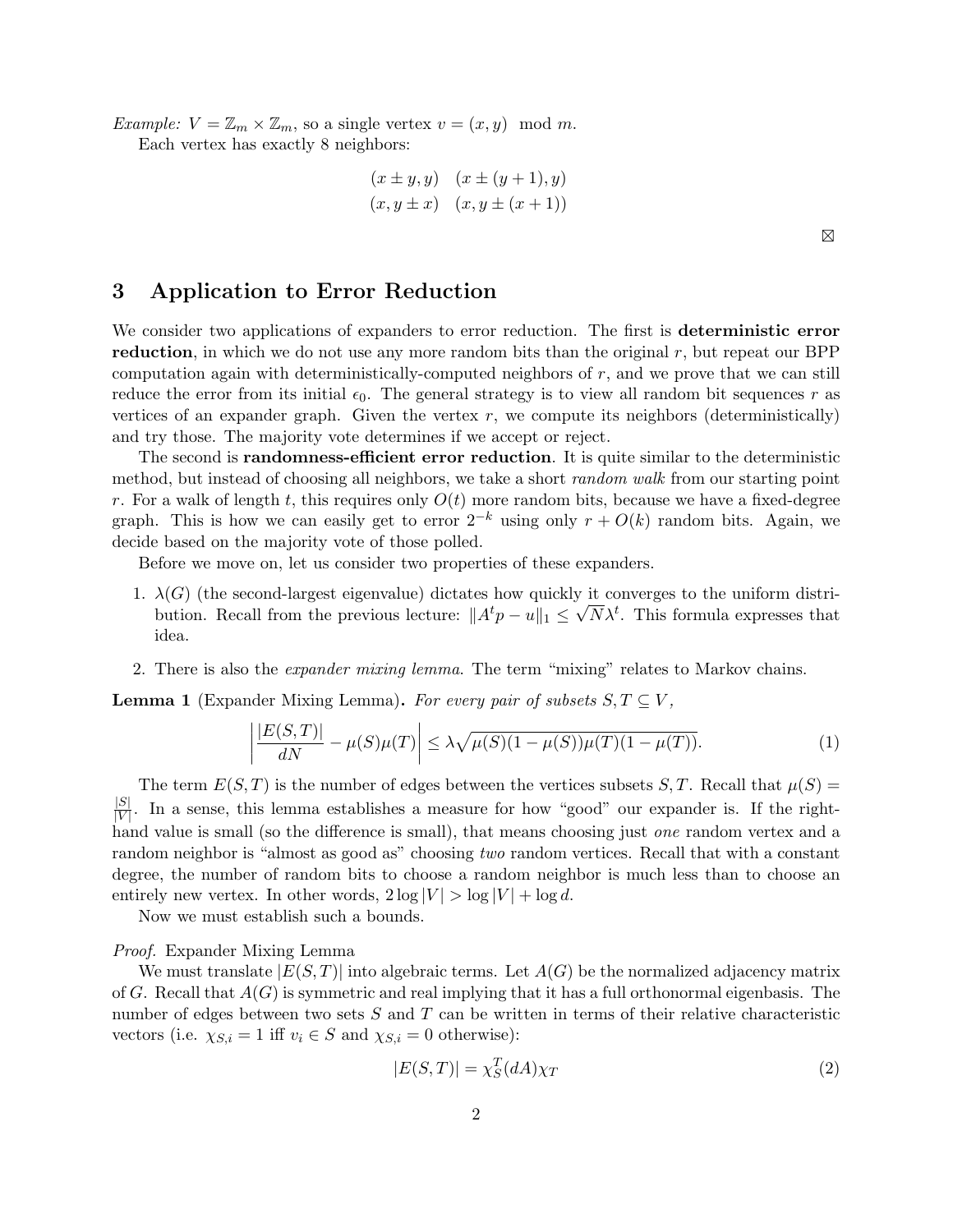*Example:* $V = \mathbb{Z}_m \times \mathbb{Z}_m$, so a single vertex $v = (x, y) \mod m$.

Each vertex has exactly 8 neighbors:

$$
\begin{array}{ll}
(x \pm y, y) & (x \pm (y+1), y) \\
(x, y \pm x) & (x, y \pm (x+1))
\end{array}
$$

⊠

## 3 Application to Error Reduction

We consider two applications of expanders to error reduction. The first is **deterministic error reduction**, in which we do not use any more random bits than the original $r$, but repeat our BPP computation again with deterministically-computed neighbors of $r$, and we prove that we can still reduce the error from its initial $\epsilon_0$. The general strategy is to view all random bit sequences $r$ as vertices of an expander graph. Given the vertex $r$, we compute its neighbors (deterministically) and try those. The majority vote determines if we accept or reject.

The second is **randomness-efficient error reduction**. It is quite similar to the deterministic method, but instead of choosing all neighbors, we take a short *random walk* from our starting point $r$. For a walk of length $t$, this requires only $O(t)$ more random bits, because we have a fixed-degree graph. This is how we can easily get to error $2^{-k}$ using only $r + O(k)$ random bits. Again, we decide based on the majority vote of those polled.

Before we move on, let us consider two properties of these expanders.

1. $\lambda(G)$ (the second-largest eigenvalue) dictates how quickly it converges to the uniform distribution. Recall from the previous lecture: $\|A^t p - u\|_1 \leq \sqrt{N}\lambda^t$. This formula expresses that idea.

2. There is also the *expander mixing lemma*. The term "mixing" relates to Markov chains.

**Lemma 1** (Expander Mixing Lemma)**.** *For every pair of subsets $S, T \subseteq V$,*

$$
\left| \frac{|E(S,T)|}{dN} - \mu(S)\mu(T) \right| \leq \lambda \sqrt{\mu(S)(1-\mu(S))\mu(T)(1-\mu(T))}. \tag{1}
$$

The term $E(S, T)$ is the number of edges between the vertices subsets $S, T$. Recall that $\mu(S) = \frac{|S|}{|V|}$. In a sense, this lemma establishes a measure for how "good" our expander is. If the right-hand value is small (so the difference is small), that means choosing just *one* random vertex and a random neighbor is "almost as good as" choosing *two* random vertices. Recall that with a constant degree, the number of random bits to choose a random neighbor is much less than to choose an entirely new vertex. In other words, $2 \log |V| > \log |V| + \log d$.

Now we must establish such a bounds.

*Proof.* Expander Mixing Lemma

We must translate $|E(S, T)|$ into algebraic terms. Let $A(G)$ be the normalized adjacency matrix of $G$. Recall that $A(G)$ is symmetric and real implying that it has a full orthonormal eigenbasis. The number of edges between two sets $S$ and $T$ can be written in terms of their relative characteristic vectors (i.e. $\chi_{S,i} = 1$ iff $v_i \in S$ and $\chi_{S,i} = 0$ otherwise):

$$
|E(S,T)| = \chi_S^T (dA) \chi_T \tag{2}
$$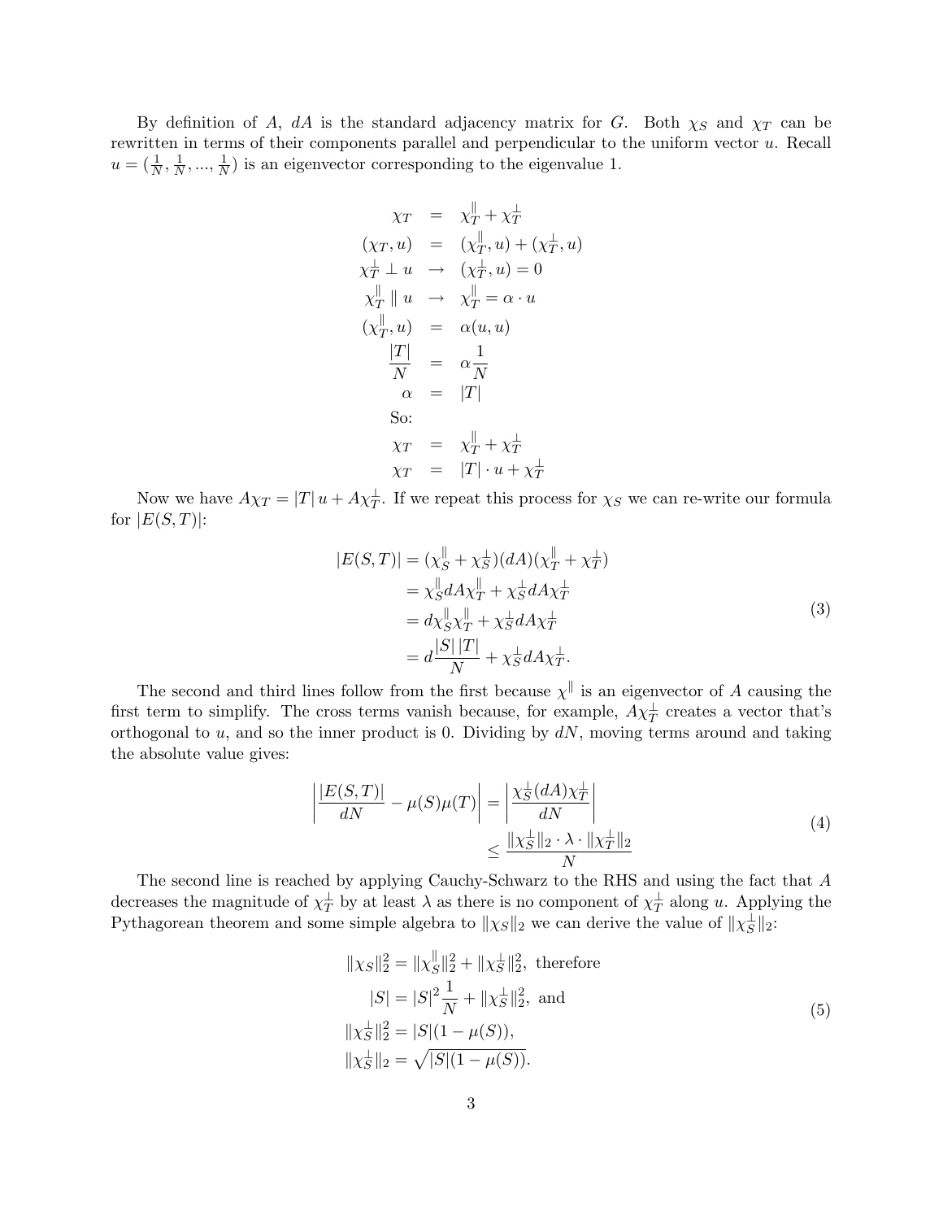By definition of $A$, $dA$ is the standard adjacency matrix for $G$. Both $\chi_S$ and $\chi_T$ can be rewritten in terms of their components parallel and perpendicular to the uniform vector $u$. Recall $u = (\frac{1}{N}, \frac{1}{N}, ..., \frac{1}{N})$ is an eigenvector corresponding to the eigenvalue 1.

$$
\begin{aligned}
\chi_T &= \chi_T^{\parallel} + \chi_T^{\perp} \\
(\chi_T, u) &= (\chi_T^{\parallel}, u) + (\chi_T^{\perp}, u) \\
\chi_T^{\perp} \perp u &\rightarrow (\chi_T^{\perp}, u) = 0 \\
\chi_T^{\parallel} \parallel u &\rightarrow \chi_T^{\parallel} = \alpha \cdot u \\
(\chi_T^{\parallel}, u) &= \alpha(u, u) \\
\frac{|T|}{N} &= \alpha \frac{1}{N} \\
\alpha &= |T| \\
\text{So:} & \\
\chi_T &= \chi_T^{\parallel} + \chi_T^{\perp} \\
\chi_T &= |T| \cdot u + \chi_T^{\perp}
\end{aligned}
$$

Now we have $A\chi_T = |T|\, u + A\chi_T^{\perp}$. If we repeat this process for $\chi_S$ we can re-write our formula for $|E(S,T)|$:

$$
\begin{aligned}
|E(S,T)| &= (\chi_S^{\parallel} + \chi_S^{\perp})(dA)(\chi_T^{\parallel} + \chi_T^{\perp}) \\
&= \chi_S^{\parallel} dA \chi_T^{\parallel} + \chi_S^{\perp} dA \chi_T^{\perp} \\
&= d\chi_S^{\parallel} \chi_T^{\parallel} + \chi_S^{\perp} dA \chi_T^{\perp} \\
&= d\frac{|S|\,|T|}{N} + \chi_S^{\perp} dA \chi_T^{\perp}.
\end{aligned} \tag{3}
$$

The second and third lines follow from the first because $\chi^{\parallel}$ is an eigenvector of $A$ causing the first term to simplify. The cross terms vanish because, for example, $A\chi_T^{\perp}$ creates a vector that's orthogonal to $u$, and so the inner product is 0. Dividing by $dN$, moving terms around and taking the absolute value gives:

$$
\begin{aligned}
\left| \frac{|E(S,T)|}{dN} - \mu(S)\mu(T) \right| &= \left| \frac{\chi_S^{\perp}(dA)\chi_T^{\perp}}{dN} \right| \\
&\leq \frac{\|\chi_S^{\perp}\|_2 \cdot \lambda \cdot \|\chi_T^{\perp}\|_2}{N}
\end{aligned} \tag{4}
$$

The second line is reached by applying Cauchy-Schwarz to the RHS and using the fact that $A$ decreases the magnitude of $\chi_T^{\perp}$ by at least $\lambda$ as there is no component of $\chi_T^{\perp}$ along $u$. Applying the Pythagorean theorem and some simple algebra to $\|\chi_S\|_2$ we can derive the value of $\|\chi_S^{\perp}\|_2$:

$$
\begin{aligned}
\|\chi_S\|_2^2 &= \|\chi_S^{\parallel}\|_2^2 + \|\chi_S^{\perp}\|_2^2, \text{ therefore} \\
|S| &= |S|^2 \frac{1}{N} + \|\chi_S^{\perp}\|_2^2, \text{ and} \\
\|\chi_S^{\perp}\|_2^2 &= |S|(1 - \mu(S)), \\
\|\chi_S^{\perp}\|_2 &= \sqrt{|S|(1 - \mu(S))}.
\end{aligned} \tag{5}
$$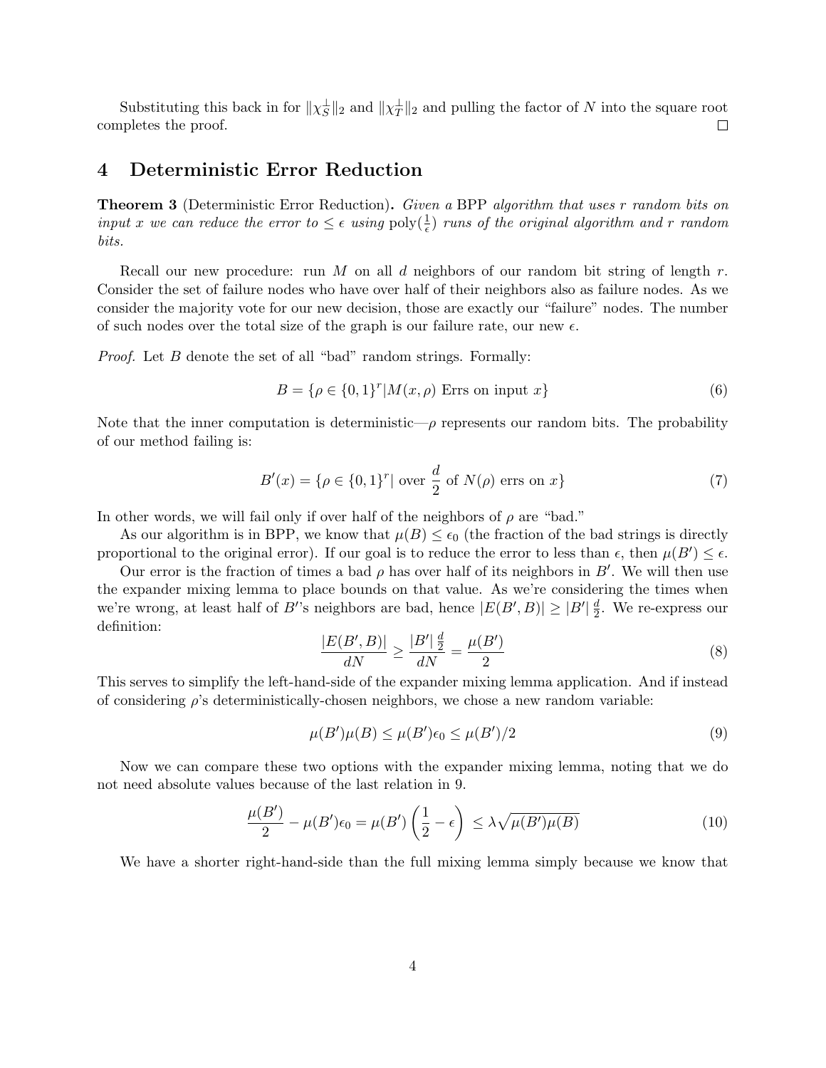Substituting this back in for $\|\chi_S^\perp\|_2$ and $\|\chi_T^\perp\|_2$ and pulling the factor of $N$ into the square root completes the proof. □

## 4 Deterministic Error Reduction

**Theorem 3** (Deterministic Error Reduction)**.** *Given a* BPP *algorithm that uses r random bits on input x we can reduce the error to* $\leq \epsilon$ *using* $\text{poly}(\frac{1}{\epsilon})$ *runs of the original algorithm and r random bits.*

Recall our new procedure: run $M$ on all $d$ neighbors of our random bit string of length $r$. Consider the set of failure nodes who have over half of their neighbors also as failure nodes. As we consider the majority vote for our new decision, those are exactly our "failure" nodes. The number of such nodes over the total size of the graph is our failure rate, our new $\epsilon$.

*Proof.* Let $B$ denote the set of all "bad" random strings. Formally:

$$B = \{\rho \in \{0,1\}^r | M(x, \rho) \text{ Errs on input } x\} \tag{6}$$

Note that the inner computation is deterministic—$\rho$ represents our random bits. The probability of our method failing is:

$$B'(x) = \{\rho \in \{0,1\}^r | \text{ over } \frac{d}{2} \text{ of } N(\rho) \text{ errs on } x\} \tag{7}$$

In other words, we will fail only if over half of the neighbors of $\rho$ are "bad."

As our algorithm is in BPP, we know that $\mu(B) \leq \epsilon_0$ (the fraction of the bad strings is directly proportional to the original error). If our goal is to reduce the error to less than $\epsilon$, then $\mu(B') \leq \epsilon$.

Our error is the fraction of times a bad $\rho$ has over half of its neighbors in $B'$. We will then use the expander mixing lemma to place bounds on that value. As we're considering the times when we're wrong, at least half of $B'$'s neighbors are bad, hence $|E(B', B)| \geq |B'| \frac{d}{2}$. We re-express our definition:

$$\frac{|E(B', B)|}{dN} \geq \frac{|B'| \frac{d}{2}}{dN} = \frac{\mu(B')}{2} \tag{8}$$

This serves to simplify the left-hand-side of the expander mixing lemma application. And if instead of considering $\rho$'s deterministically-chosen neighbors, we chose a new random variable:

$$\mu(B')\mu(B) \leq \mu(B')\epsilon_0 \leq \mu(B')/2 \tag{9}$$

Now we can compare these two options with the expander mixing lemma, noting that we do not need absolute values because of the last relation in 9.

$$\frac{\mu(B')}{2} - \mu(B')\epsilon_0 = \mu(B')\left(\frac{1}{2} - \epsilon\right) \leq \lambda\sqrt{\mu(B')\mu(B)} \tag{10}$$

We have a shorter right-hand-side than the full mixing lemma simply because we know that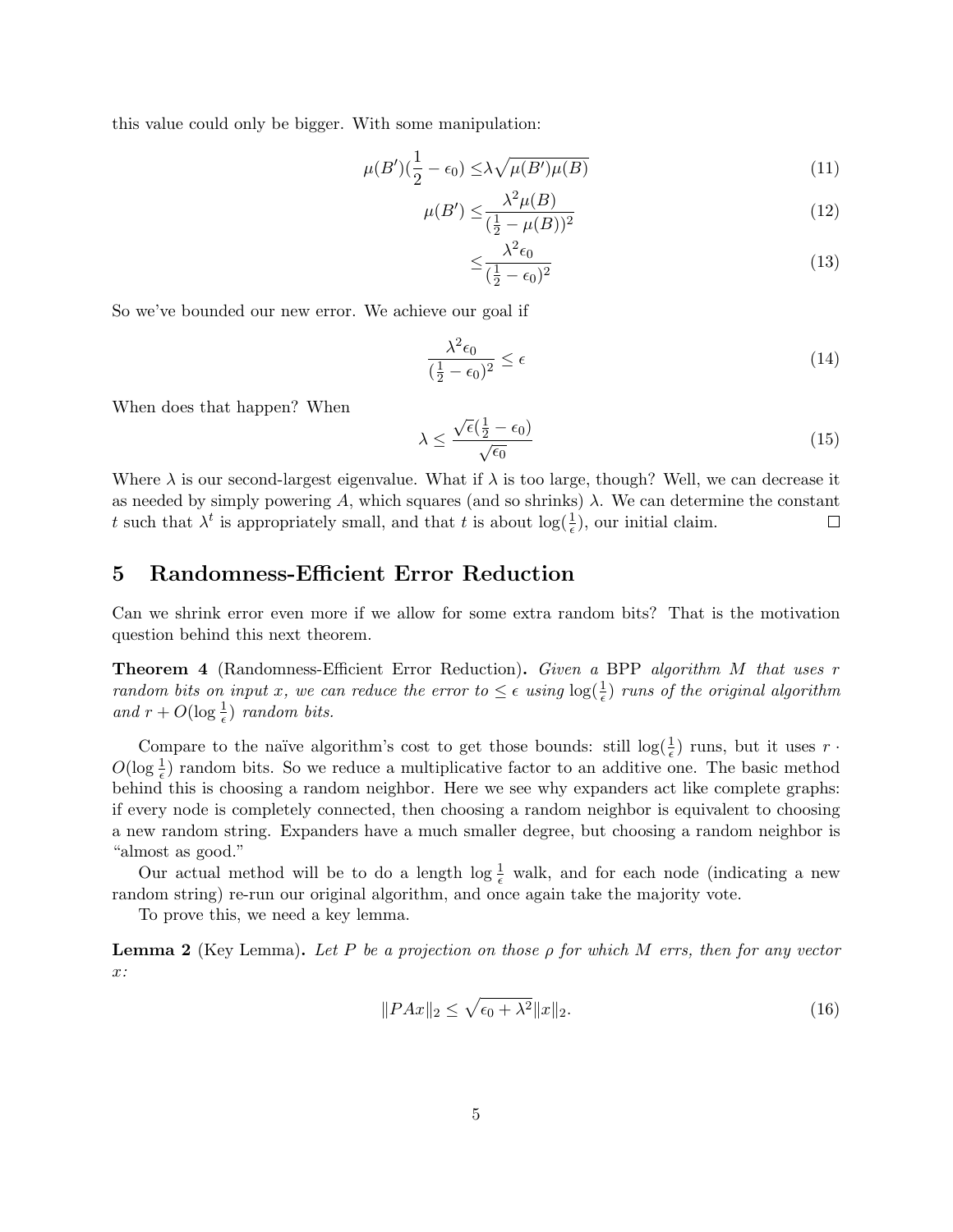this value could only be bigger. With some manipulation:

$$\mu(B')(\frac{1}{2} - \epsilon_0) \leq \lambda\sqrt{\mu(B')\mu(B)} \tag{11}$$

$$\mu(B') \leq \frac{\lambda^2 \mu(B)}{(\frac{1}{2} - \mu(B))^2} \tag{12}$$

$$\leq \frac{\lambda^2 \epsilon_0}{(\frac{1}{2} - \epsilon_0)^2} \tag{13}$$

So we've bounded our new error. We achieve our goal if

$$\frac{\lambda^2 \epsilon_0}{(\frac{1}{2} - \epsilon_0)^2} \leq \epsilon \tag{14}$$

When does that happen? When

$$\lambda \leq \frac{\sqrt{\epsilon}(\frac{1}{2} - \epsilon_0)}{\sqrt{\epsilon_0}} \tag{15}$$

Where $\lambda$ is our second-largest eigenvalue. What if $\lambda$ is too large, though? Well, we can decrease it as needed by simply powering $A$, which squares (and so shrinks) $\lambda$. We can determine the constant $t$ such that $\lambda^t$ is appropriately small, and that $t$ is about $\log(\frac{1}{\epsilon})$, our initial claim. □

## 5 Randomness-Efficient Error Reduction

Can we shrink error even more if we allow for some extra random bits? That is the motivation question behind this next theorem.

**Theorem 4** (Randomness-Efficient Error Reduction). *Given a* BPP *algorithm $M$ that uses $r$ random bits on input $x$, we can reduce the error to $\leq \epsilon$ using $\log(\frac{1}{\epsilon})$ runs of the original algorithm and $r + O(\log \frac{1}{\epsilon})$ random bits.*

Compare to the naïve algorithm's cost to get those bounds: still $\log(\frac{1}{\epsilon})$ runs, but it uses $r \cdot O(\log \frac{1}{\epsilon})$ random bits. So we reduce a multiplicative factor to an additive one. The basic method behind this is choosing a random neighbor. Here we see why expanders act like complete graphs: if every node is completely connected, then choosing a random neighbor is equivalent to choosing a new random string. Expanders have a much smaller degree, but choosing a random neighbor is "almost as good."

Our actual method will be to do a length $\log \frac{1}{\epsilon}$ walk, and for each node (indicating a new random string) re-run our original algorithm, and once again take the majority vote.

To prove this, we need a key lemma.

**Lemma 2** (Key Lemma). *Let $P$ be a projection on those $\rho$ for which $M$ errs, then for any vector $x$:*

$$\|PAx\|_2 \leq \sqrt{\epsilon_0 + \lambda^2}\|x\|_2. \tag{16}$$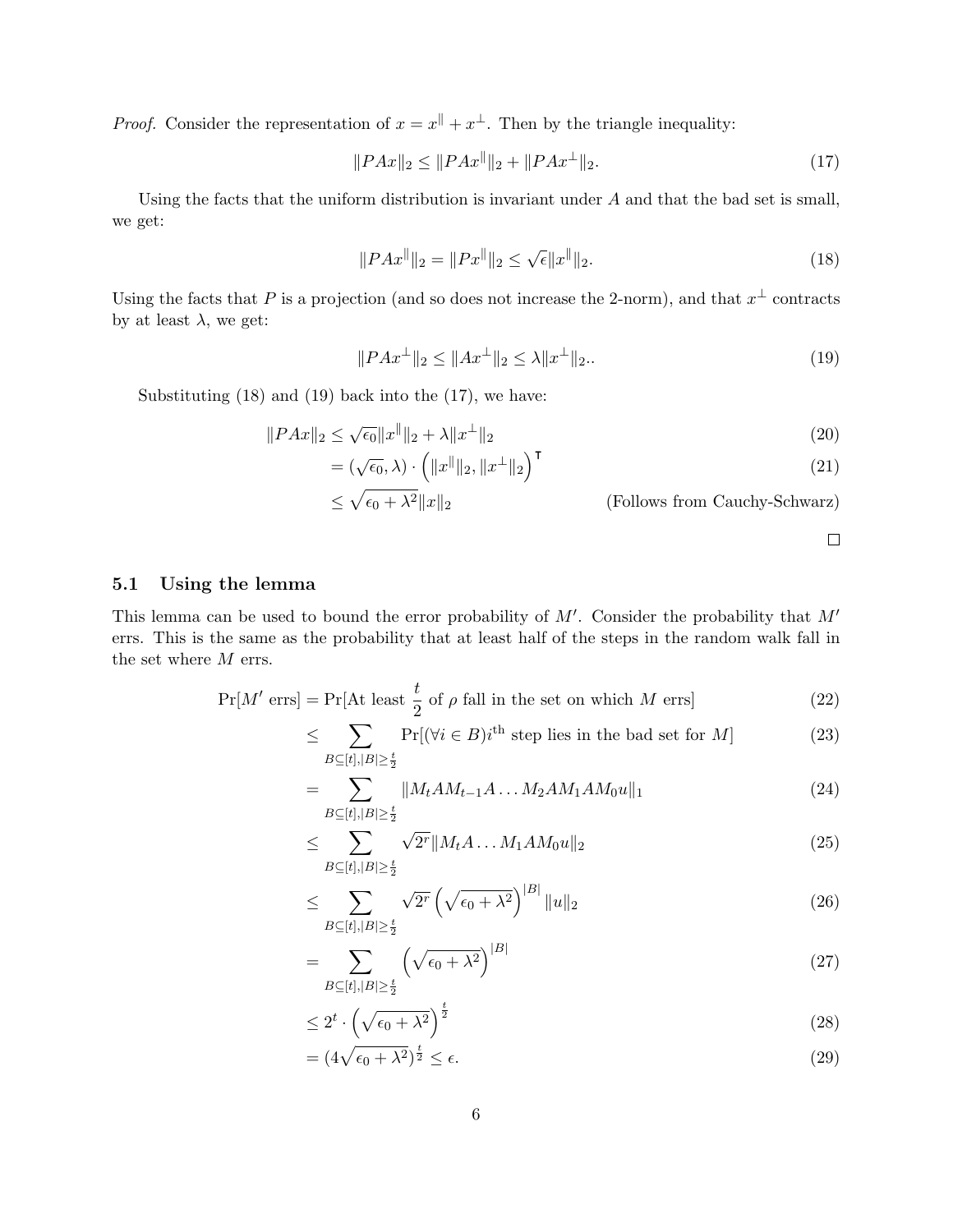*Proof.* Consider the representation of $x = x^{\parallel} + x^{\perp}$. Then by the triangle inequality:

$$\|PAx\|_2 \leq \|PAx^{\parallel}\|_2 + \|PAx^{\perp}\|_2. \tag{17}$$

Using the facts that the uniform distribution is invariant under $A$ and that the bad set is small, we get:

$$\|PAx^{\parallel}\|_2 = \|Px^{\parallel}\|_2 \leq \sqrt{\epsilon}\|x^{\parallel}\|_2. \tag{18}$$

Using the facts that $P$ is a projection (and so does not increase the 2-norm), and that $x^{\perp}$ contracts by at least $\lambda$, we get:

$$\|PAx^{\perp}\|_2 \leq \|Ax^{\perp}\|_2 \leq \lambda\|x^{\perp}\|_2.. \tag{19}$$

Substituting (18) and (19) back into the (17), we have:

$$\begin{aligned}
\|PAx\|_2 &\leq \sqrt{\epsilon_0}\|x^{\parallel}\|_2 + \lambda\|x^{\perp}\|_2 && (20)\\
&= (\sqrt{\epsilon_0}, \lambda) \cdot \left(\|x^{\parallel}\|_2, \|x^{\perp}\|_2\right)^{\intercal} && (21)\\
&\leq \sqrt{\epsilon_0 + \lambda^2}\|x\|_2 && \text{(Follows from Cauchy-Schwarz)}
\end{aligned}$$

□

### 5.1 Using the lemma

This lemma can be used to bound the error probability of $M'$. Consider the probability that $M'$ errs. This is the same as the probability that at least half of the steps in the random walk fall in the set where $M$ errs.

$$\begin{aligned}
\Pr[M' \text{ errs}] &= \Pr[\text{At least } \tfrac{t}{2} \text{ of } \rho \text{ fall in the set on which } M \text{ errs}] && (22)\\
&\leq \sum_{B \subseteq [t], |B| \geq \frac{t}{2}} \Pr[(\forall i \in B) i^{\text{th}} \text{ step lies in the bad set for } M] && (23)\\
&= \sum_{B \subseteq [t], |B| \geq \frac{t}{2}} \|M_t A M_{t-1} A \dots M_2 A M_1 A M_0 u\|_1 && (24)\\
&\leq \sum_{B \subseteq [t], |B| \geq \frac{t}{2}} \sqrt{2^r}\|M_t A \dots M_1 A M_0 u\|_2 && (25)\\
&\leq \sum_{B \subseteq [t], |B| \geq \frac{t}{2}} \sqrt{2^r}\left(\sqrt{\epsilon_0 + \lambda^2}\right)^{|B|}\|u\|_2 && (26)\\
&= \sum_{B \subseteq [t], |B| \geq \frac{t}{2}} \left(\sqrt{\epsilon_0 + \lambda^2}\right)^{|B|} && (27)\\
&\leq 2^t \cdot \left(\sqrt{\epsilon_0 + \lambda^2}\right)^{\frac{t}{2}} && (28)\\
&= (4\sqrt{\epsilon_0 + \lambda^2})^{\frac{t}{2}} \leq \epsilon. && (29)
\end{aligned}$$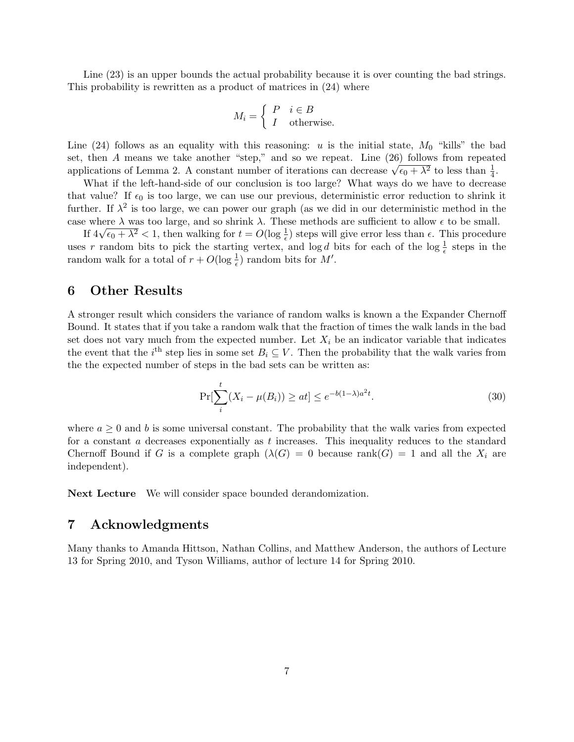Line (23) is an upper bounds the actual probability because it is over counting the bad strings. This probability is rewritten as a product of matrices in (24) where

$$M_i = \begin{cases} P & i \in B \\ I & \text{otherwise.} \end{cases}$$

Line (24) follows as an equality with this reasoning: $u$ is the initial state, $M_0$ "kills" the bad set, then $A$ means we take another "step," and so we repeat. Line (26) follows from repeated applications of Lemma 2. A constant number of iterations can decrease $\sqrt{\epsilon_0 + \lambda^2}$ to less than $\frac{1}{4}$.

What if the left-hand-side of our conclusion is too large? What ways do we have to decrease that value? If $\epsilon_0$ is too large, we can use our previous, deterministic error reduction to shrink it further. If $\lambda^2$ is too large, we can power our graph (as we did in our deterministic method in the case where $\lambda$ was too large, and so shrink $\lambda$. These methods are sufficient to allow $\epsilon$ to be small.

If $4\sqrt{\epsilon_0 + \lambda^2} < 1$, then walking for $t = O(\log \frac{1}{\epsilon})$ steps will give error less than $\epsilon$. This procedure uses $r$ random bits to pick the starting vertex, and $\log d$ bits for each of the $\log \frac{1}{\epsilon}$ steps in the random walk for a total of $r + O(\log \frac{1}{\epsilon})$ random bits for $M'$.

## 6 Other Results

A stronger result which considers the variance of random walks is known a the Expander Chernoff Bound. It states that if you take a random walk that the fraction of times the walk lands in the bad set does not vary much from the expected number. Let $X_i$ be an indicator variable that indicates the event that the $i^{\text{th}}$ step lies in some set $B_i \subseteq V$. Then the probability that the walk varies from the the expected number of steps in the bad sets can be written as:

$$\Pr[\sum_i^t (X_i - \mu(B_i)) \geq at] \leq e^{-b(1-\lambda)a^2 t}. \tag{30}$$

where $a \geq 0$ and $b$ is some universal constant. The probability that the walk varies from expected for a constant $a$ decreases exponentially as $t$ increases. This inequality reduces to the standard Chernoff Bound if $G$ is a complete graph ($\lambda(G) = 0$ because $\text{rank}(G) = 1$ and all the $X_i$ are independent).

**Next Lecture** We will consider space bounded derandomization.

## 7 Acknowledgments

Many thanks to Amanda Hittson, Nathan Collins, and Matthew Anderson, the authors of Lecture 13 for Spring 2010, and Tyson Williams, author of lecture 14 for Spring 2010.